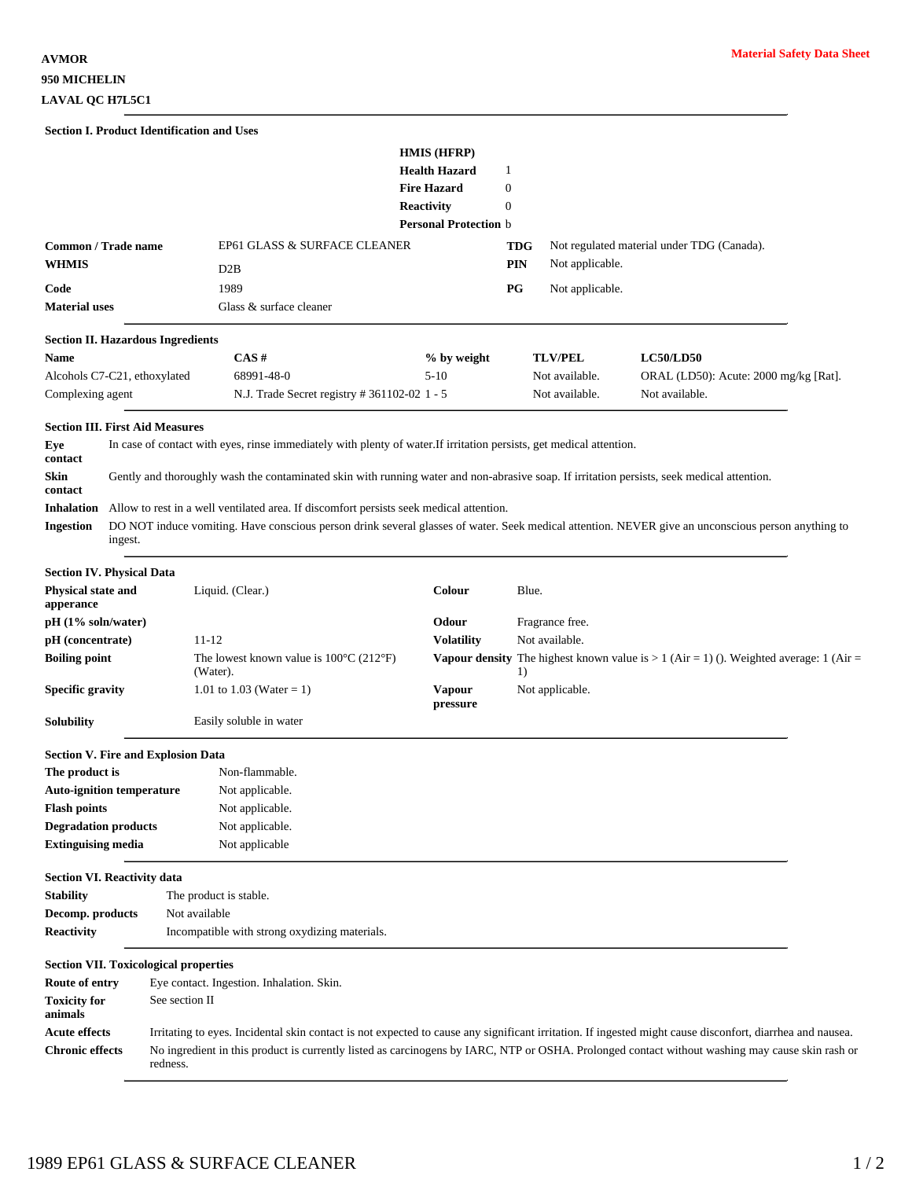**AVMOR**
**950 MICHELIN**
**LAVAL QC H7L5C1**

**Material Safety Data Sheet**

## Section I. Product Identification and Uses

| **HMIS (HFRP)** | |
|---|---|
| **Health Hazard** | 1 |
| **Fire Hazard** | 0 |
| **Reactivity** | 0 |
| **Personal Protection** | b |

| | | | |
|---|---|---|---|
| **Common / Trade name** | EP61 GLASS & SURFACE CLEANER | **TDG** | Not regulated material under TDG (Canada). |
| **WHMIS** | D2B | **PIN** | Not applicable. |
| **Code** | 1989 | **PG** | Not applicable. |
| **Material uses** | Glass & surface cleaner | | |

## Section II. Hazardous Ingredients

| Name | CAS # | % by weight | TLV/PEL | LC50/LD50 |
|---|---|---|---|---|
| Alcohols C7-C21, ethoxylated | 68991-48-0 | 5-10 | Not available. | ORAL (LD50): Acute: 2000 mg/kg [Rat]. |
| Complexing agent | N.J. Trade Secret registry # 361102-02 | 1 - 5 | Not available. | Not available. |

## Section III. First Aid Measures

**Eye contact** In case of contact with eyes, rinse immediately with plenty of water.If irritation persists, get medical attention.

**Skin contact** Gently and thoroughly wash the contaminated skin with running water and non-abrasive soap. If irritation persists, seek medical attention.

**Inhalation** Allow to rest in a well ventilated area. If discomfort persists seek medical attention.

**Ingestion** DO NOT induce vomiting. Have conscious person drink several glasses of water. Seek medical attention. NEVER give an unconscious person anything to ingest.

## Section IV. Physical Data

| | | | |
|---|---|---|---|
| **Physical state and apperance** | Liquid. (Clear.) | **Colour** | Blue. |
| **pH (1% soln/water)** | | **Odour** | Fragrance free. |
| **pH (concentrate)** | 11-12 | **Volatility** | Not available. |
| **Boiling point** | The lowest known value is 100°C (212°F) (Water). | **Vapour density** | The highest known value is > 1 (Air = 1) (). Weighted average: 1 (Air = 1) |
| **Specific gravity** | 1.01 to 1.03 (Water = 1) | **Vapour pressure** | Not applicable. |
| **Solubility** | Easily soluble in water | | |

## Section V. Fire and Explosion Data

| | |
|---|---|
| **The product is** | Non-flammable. |
| **Auto-ignition temperature** | Not applicable. |
| **Flash points** | Not applicable. |
| **Degradation products** | Not applicable. |
| **Extinguising media** | Not applicable |

## Section VI. Reactivity data

| | |
|---|---|
| **Stability** | The product is stable. |
| **Decomp. products** | Not available |
| **Reactivity** | Incompatible with strong oxydizing materials. |

## Section VII. Toxicological properties

| | |
|---|---|
| **Route of entry** | Eye contact. Ingestion. Inhalation. Skin. |
| **Toxicity for animals** | See section II |
| **Acute effects** | Irritating to eyes. Incidental skin contact is not expected to cause any significant irritation. If ingested might cause disconfort, diarrhea and nausea. |
| **Chronic effects** | No ingredient in this product is currently listed as carcinogens by IARC, NTP or OSHA. Prolonged contact without washing may cause skin rash or redness. |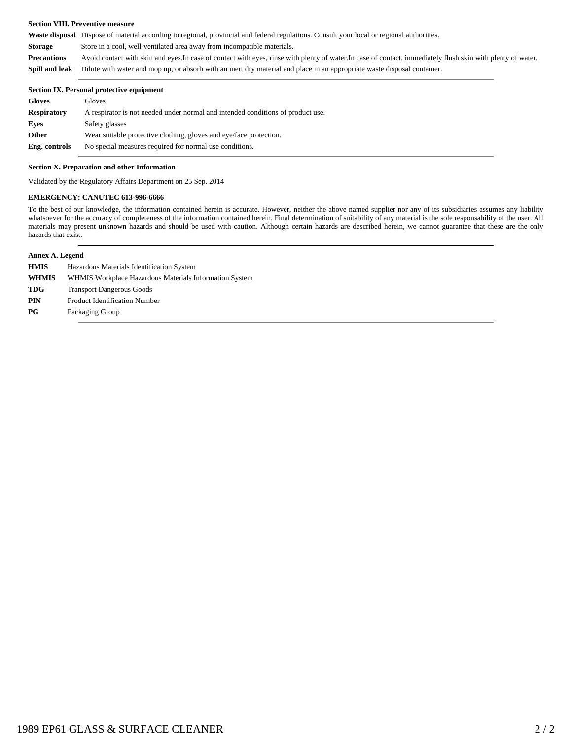**Section VIII. Preventive measure**

| | |
|---|---|
| **Waste disposal** | Dispose of material according to regional, provincial and federal regulations. Consult your local or regional authorities. |
| **Storage** | Store in a cool, well-ventilated area away from incompatible materials. |
| **Precautions** | Avoid contact with skin and eyes.In case of contact with eyes, rinse with plenty of water.In case of contact, immediately flush skin with plenty of water. |
| **Spill and leak** | Dilute with water and mop up, or absorb with an inert dry material and place in an appropriate waste disposal container. |

**Section IX. Personal protective equipment**

| | |
|---|---|
| **Gloves** | Gloves |
| **Respiratory** | A respirator is not needed under normal and intended conditions of product use. |
| **Eyes** | Safety glasses |
| **Other** | Wear suitable protective clothing, gloves and eye/face protection. |
| **Eng. controls** | No special measures required for normal use conditions. |

**Section X. Preparation and other Information**

Validated by the Regulatory Affairs Department on 25 Sep. 2014

**EMERGENCY: CANUTEC 613-996-6666**

To the best of our knowledge, the information contained herein is accurate. However, neither the above named supplier nor any of its subsidiaries assumes any liability whatsoever for the accuracy of completeness of the information contained herein. Final determination of suitability of any material is the sole responsability of the user. All materials may present unknown hazards and should be used with caution. Although certain hazards are described herein, we cannot guarantee that these are the only hazards that exist.

**Annex A. Legend**

| | |
|---|---|
| **HMIS** | Hazardous Materials Identification System |
| **WHMIS** | WHMIS Workplace Hazardous Materials Information System |
| **TDG** | Transport Dangerous Goods |
| **PIN** | Product Identification Number |
| **PG** | Packaging Group |